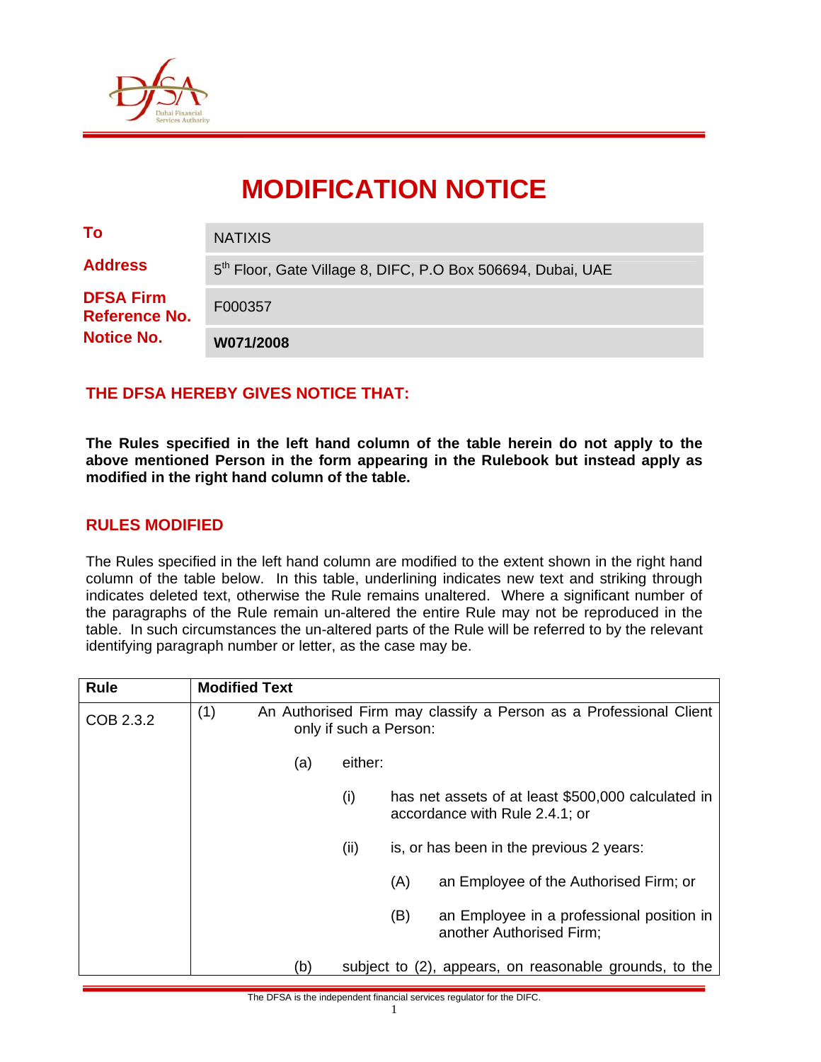# MODIFICATION NOTICE

| | |
|---|---|
| **To** | NATIXIS |
| **Address** | 5th Floor, Gate Village 8, DIFC, P.O Box 506694, Dubai, UAE |
| **DFSA Firm Reference No.** | F000357 |
| **Notice No.** | **W071/2008** |

## THE DFSA HEREBY GIVES NOTICE THAT:

**The Rules specified in the left hand column of the table herein do not apply to the above mentioned Person in the form appearing in the Rulebook but instead apply as modified in the right hand column of the table.**

## RULES MODIFIED

The Rules specified in the left hand column are modified to the extent shown in the right hand column of the table below. In this table, underlining indicates new text and striking through indicates deleted text, otherwise the Rule remains unaltered. Where a significant number of the paragraphs of the Rule remain un-altered the entire Rule may not be reproduced in the table. In such circumstances the un-altered parts of the Rule will be referred to by the relevant identifying paragraph number or letter, as the case may be.

| Rule | Modified Text |
|---|---|
| COB 2.3.2 | (1) An Authorised Firm may classify a Person as a Professional Client only if such a Person:<br><br>(a) either:<br><br>(i) has net assets of at least $500,000 calculated in accordance with Rule 2.4.1; or<br><br>(ii) is, or has been in the previous 2 years:<br><br>(A) an Employee of the Authorised Firm; or<br><br>(B) an Employee in a professional position in another Authorised Firm;<br><br>(b) subject to (2), appears, on reasonable grounds, to the |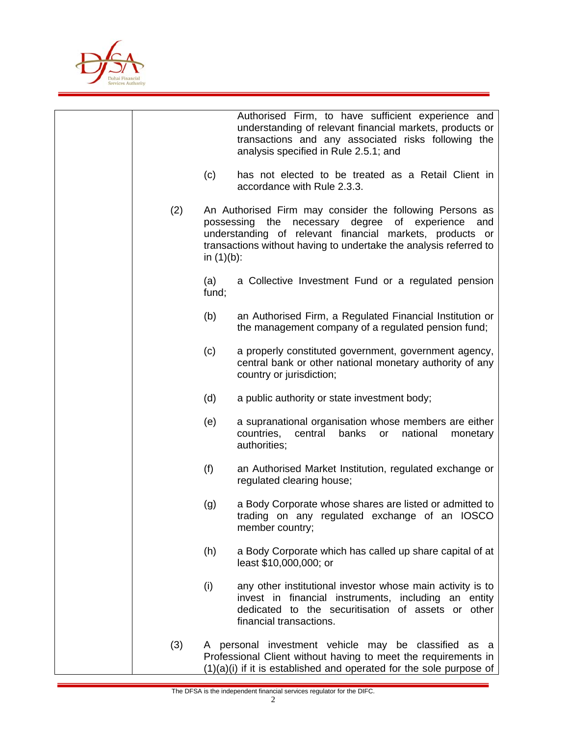Authorised Firm, to have sufficient experience and understanding of relevant financial markets, products or transactions and any associated risks following the analysis specified in Rule 2.5.1; and

(c) has not elected to be treated as a Retail Client in accordance with Rule 2.3.3.

(2) An Authorised Firm may consider the following Persons as possessing the necessary degree of experience and understanding of relevant financial markets, products or transactions without having to undertake the analysis referred to in (1)(b):

(a) a Collective Investment Fund or a regulated pension fund;

(b) an Authorised Firm, a Regulated Financial Institution or the management company of a regulated pension fund;

(c) a properly constituted government, government agency, central bank or other national monetary authority of any country or jurisdiction;

(d) a public authority or state investment body;

(e) a supranational organisation whose members are either countries, central banks or national monetary authorities;

(f) an Authorised Market Institution, regulated exchange or regulated clearing house;

(g) a Body Corporate whose shares are listed or admitted to trading on any regulated exchange of an IOSCO member country;

(h) a Body Corporate which has called up share capital of at least $10,000,000; or

(i) any other institutional investor whose main activity is to invest in financial instruments, including an entity dedicated to the securitisation of assets or other financial transactions.

(3) A personal investment vehicle may be classified as a Professional Client without having to meet the requirements in (1)(a)(i) if it is established and operated for the sole purpose of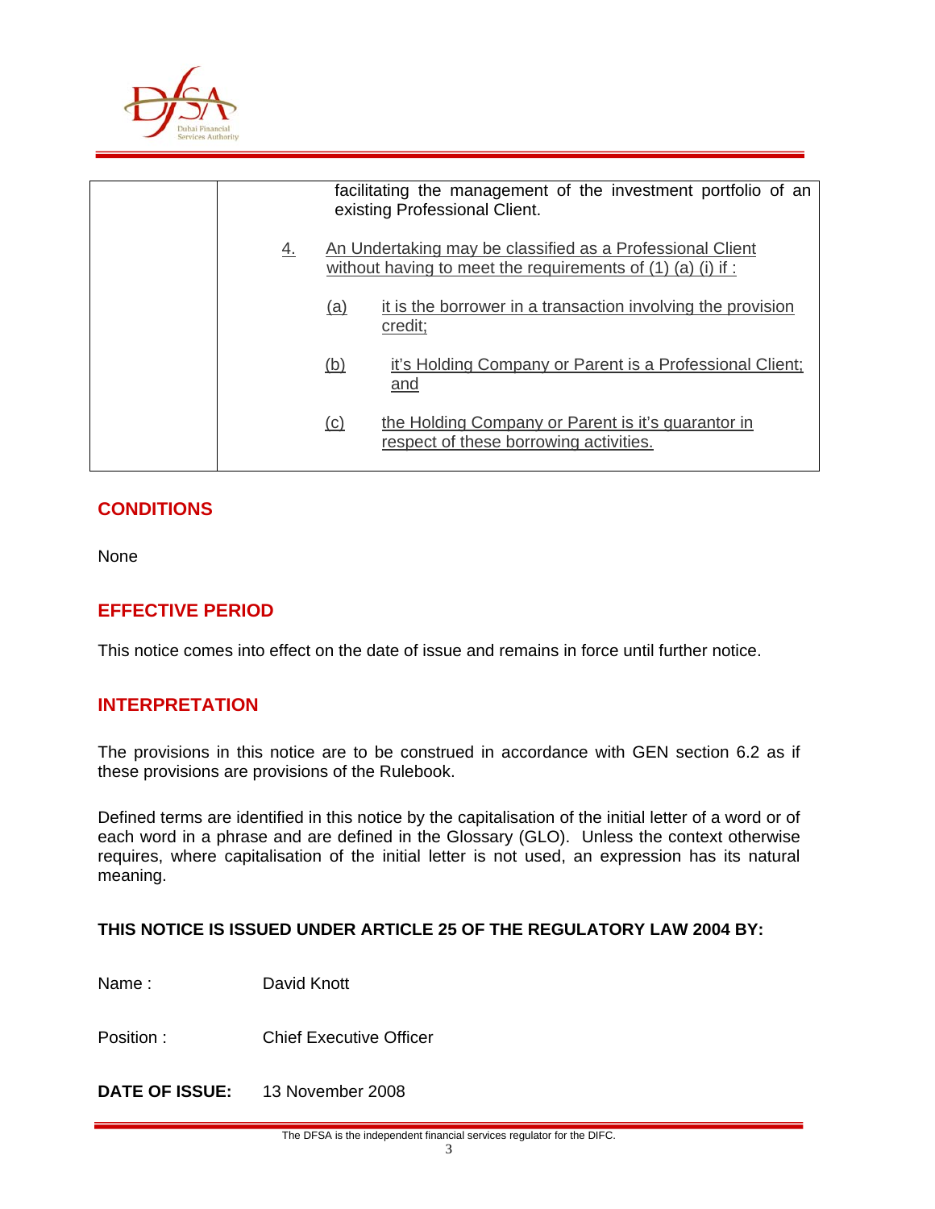| | |
|---|---|
| | facilitating the management of the investment portfolio of an existing Professional Client.<br><br><u>4.</u> <u>An Undertaking may be classified as a Professional Client without having to meet the requirements of (1) (a) (i) if :</u><br><br><u>(a)</u> <u>it is the borrower in a transaction involving the provision credit;</u><br><br><u>(b)</u> <u>it's Holding Company or Parent is a Professional Client; and</u><br><br><u>(c)</u> <u>the Holding Company or Parent is it's guarantor in respect of these borrowing activities.</u> |

## CONDITIONS

None

## EFFECTIVE PERIOD

This notice comes into effect on the date of issue and remains in force until further notice.

## INTERPRETATION

The provisions in this notice are to be construed in accordance with GEN section 6.2 as if these provisions are provisions of the Rulebook.

Defined terms are identified in this notice by the capitalisation of the initial letter of a word or of each word in a phrase and are defined in the Glossary (GLO). Unless the context otherwise requires, where capitalisation of the initial letter is not used, an expression has its natural meaning.

**THIS NOTICE IS ISSUED UNDER ARTICLE 25 OF THE REGULATORY LAW 2004 BY:**

Name : David Knott

Position : Chief Executive Officer

**DATE OF ISSUE:** 13 November 2008

The DFSA is the independent financial services regulator for the DIFC.